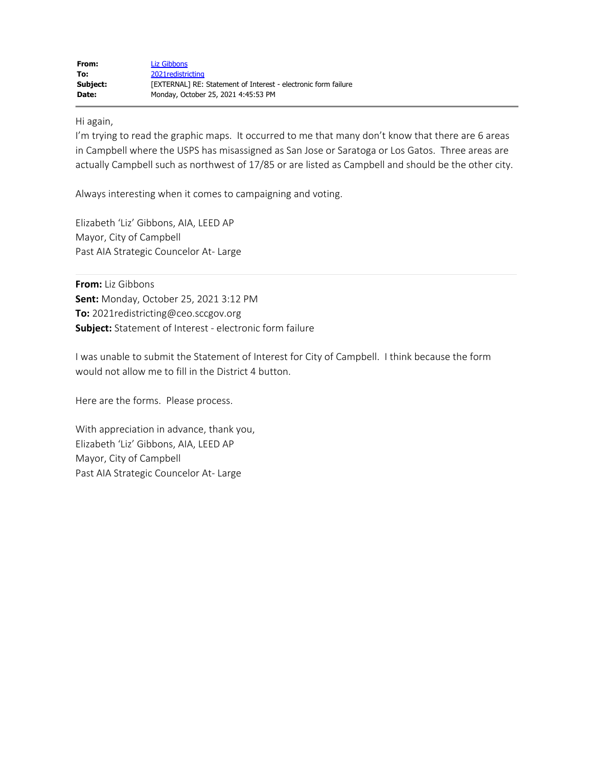| | |
|---|---|
| **From:** | Liz Gibbons |
| **To:** | 2021redistricting |
| **Subject:** | [EXTERNAL] RE: Statement of Interest - electronic form failure |
| **Date:** | Monday, October 25, 2021 4:45:53 PM |

Hi again,

I'm trying to read the graphic maps. It occurred to me that many don't know that there are 6 areas in Campbell where the USPS has misassigned as San Jose or Saratoga or Los Gatos. Three areas are actually Campbell such as northwest of 17/85 or are listed as Campbell and should be the other city.

Always interesting when it comes to campaigning and voting.

Elizabeth 'Liz' Gibbons, AIA, LEED AP
Mayor, City of Campbell
Past AIA Strategic Councelor At- Large

**From:** Liz Gibbons
**Sent:** Monday, October 25, 2021 3:12 PM
**To:** 2021redistricting@ceo.sccgov.org
**Subject:** Statement of Interest - electronic form failure

I was unable to submit the Statement of Interest for City of Campbell. I think because the form would not allow me to fill in the District 4 button.

Here are the forms. Please process.

With appreciation in advance, thank you,
Elizabeth 'Liz' Gibbons, AIA, LEED AP
Mayor, City of Campbell
Past AIA Strategic Councelor At- Large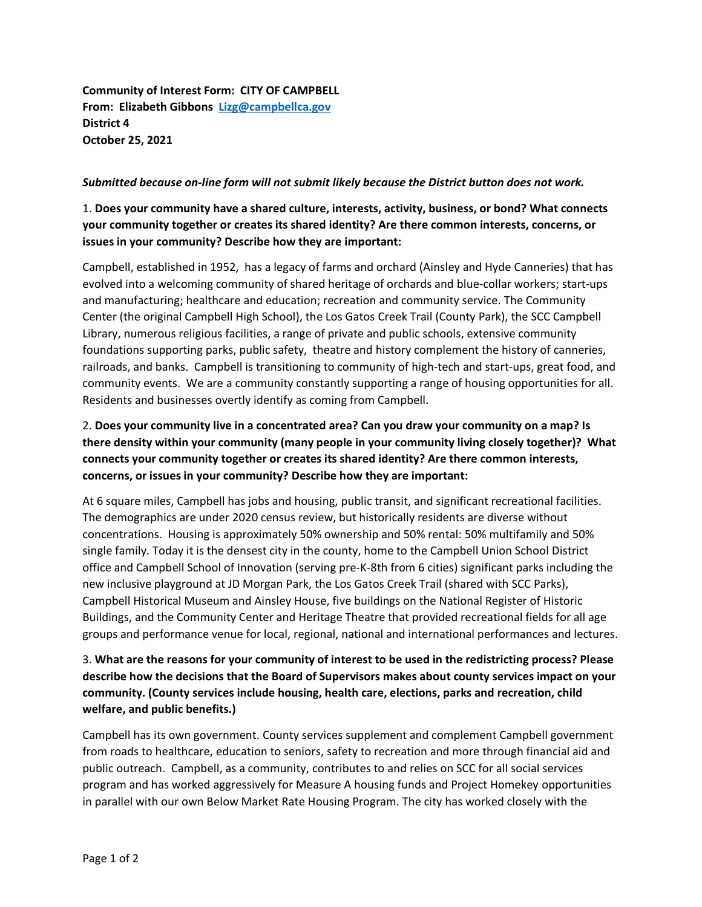**Community of Interest Form: CITY OF CAMPBELL**
**From: Elizabeth Gibbons [Lizg@campbellca.gov](mailto:Lizg@campbellca.gov)**
**District 4**
**October 25, 2021**

***Submitted because on-line form will not submit likely because the District button does not work.***

1. **Does your community have a shared culture, interests, activity, business, or bond? What connects your community together or creates its shared identity? Are there common interests, concerns, or issues in your community? Describe how they are important:**

Campbell, established in 1952, has a legacy of farms and orchard (Ainsley and Hyde Canneries) that has evolved into a welcoming community of shared heritage of orchards and blue-collar workers; start-ups and manufacturing; healthcare and education; recreation and community service. The Community Center (the original Campbell High School), the Los Gatos Creek Trail (County Park), the SCC Campbell Library, numerous religious facilities, a range of private and public schools, extensive community foundations supporting parks, public safety, theatre and history complement the history of canneries, railroads, and banks. Campbell is transitioning to community of high-tech and start-ups, great food, and community events. We are a community constantly supporting a range of housing opportunities for all. Residents and businesses overtly identify as coming from Campbell.

2. **Does your community live in a concentrated area? Can you draw your community on a map? Is there density within your community (many people in your community living closely together)? What connects your community together or creates its shared identity? Are there common interests, concerns, or issues in your community? Describe how they are important:**

At 6 square miles, Campbell has jobs and housing, public transit, and significant recreational facilities. The demographics are under 2020 census review, but historically residents are diverse without concentrations. Housing is approximately 50% ownership and 50% rental: 50% multifamily and 50% single family. Today it is the densest city in the county, home to the Campbell Union School District office and Campbell School of Innovation (serving pre-K-8th from 6 cities) significant parks including the new inclusive playground at JD Morgan Park, the Los Gatos Creek Trail (shared with SCC Parks), Campbell Historical Museum and Ainsley House, five buildings on the National Register of Historic Buildings, and the Community Center and Heritage Theatre that provided recreational fields for all age groups and performance venue for local, regional, national and international performances and lectures.

3. **What are the reasons for your community of interest to be used in the redistricting process? Please describe how the decisions that the Board of Supervisors makes about county services impact on your community. (County services include housing, health care, elections, parks and recreation, child welfare, and public benefits.)**

Campbell has its own government. County services supplement and complement Campbell government from roads to healthcare, education to seniors, safety to recreation and more through financial aid and public outreach. Campbell, as a community, contributes to and relies on SCC for all social services program and has worked aggressively for Measure A housing funds and Project Homekey opportunities in parallel with our own Below Market Rate Housing Program. The city has worked closely with the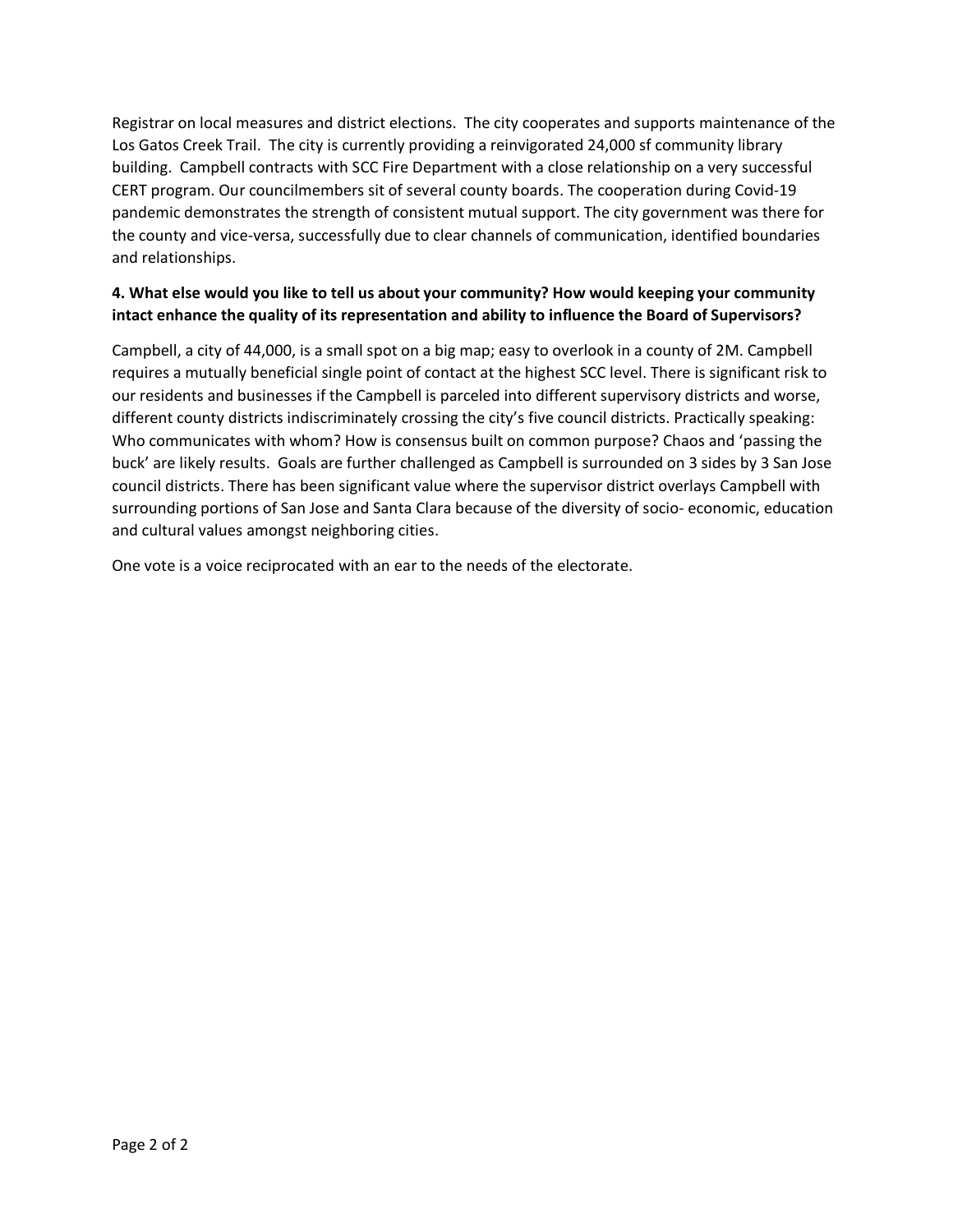Registrar on local measures and district elections. The city cooperates and supports maintenance of the Los Gatos Creek Trail. The city is currently providing a reinvigorated 24,000 sf community library building. Campbell contracts with SCC Fire Department with a close relationship on a very successful CERT program. Our councilmembers sit of several county boards. The cooperation during Covid-19 pandemic demonstrates the strength of consistent mutual support. The city government was there for the county and vice-versa, successfully due to clear channels of communication, identified boundaries and relationships.

**4. What else would you like to tell us about your community? How would keeping your community intact enhance the quality of its representation and ability to influence the Board of Supervisors?**

Campbell, a city of 44,000, is a small spot on a big map; easy to overlook in a county of 2M. Campbell requires a mutually beneficial single point of contact at the highest SCC level. There is significant risk to our residents and businesses if the Campbell is parceled into different supervisory districts and worse, different county districts indiscriminately crossing the city's five council districts. Practically speaking: Who communicates with whom? How is consensus built on common purpose? Chaos and 'passing the buck' are likely results. Goals are further challenged as Campbell is surrounded on 3 sides by 3 San Jose council districts. There has been significant value where the supervisor district overlays Campbell with surrounding portions of San Jose and Santa Clara because of the diversity of socio- economic, education and cultural values amongst neighboring cities.

One vote is a voice reciprocated with an ear to the needs of the electorate.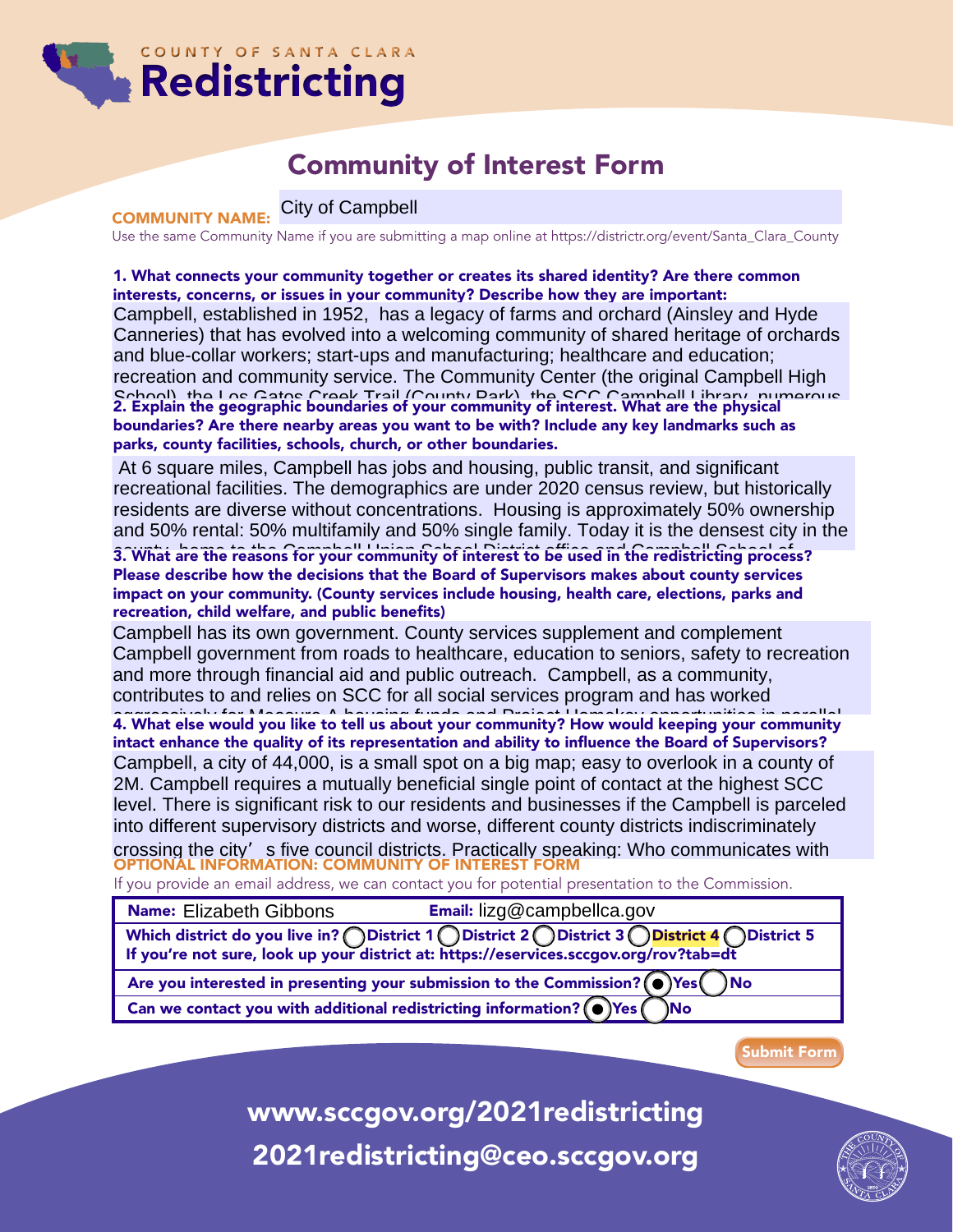COUNTY OF SANTA CLARA

# Redistricting

## Community of Interest Form

**COMMUNITY NAME:** City of Campbell

Use the same Community Name if you are submitting a map online at https://districtr.org/event/Santa_Clara_County

**1. What connects your community together or creates its shared identity? Are there common interests, concerns, or issues in your community? Describe how they are important:**

Campbell, established in 1952, has a legacy of farms and orchard (Ainsley and Hyde Canneries) that has evolved into a welcoming community of shared heritage of orchards and blue-collar workers; start-ups and manufacturing; healthcare and education; recreation and community service. The Community Center (the original Campbell High School), the Los Gatos Creek Trail (County Park), the SCC Campbell Library, numerous

**2. Explain the geographic boundaries of your community of interest. What are the physical boundaries? Are there nearby areas you want to be with? Include any key landmarks such as parks, county facilities, schools, church, or other boundaries.**

At 6 square miles, Campbell has jobs and housing, public transit, and significant recreational facilities. The demographics are under 2020 census review, but historically residents are diverse without concentrations. Housing is approximately 50% ownership and 50% rental: 50% multifamily and 50% single family. Today it is the densest city in the county, home to the Campbell Union School District office and Campbell School of

**3. What are the reasons for your community of interest to be used in the redistricting process? Please describe how the decisions that the Board of Supervisors makes about county services impact on your community. (County services include housing, health care, elections, parks and recreation, child welfare, and public benefits)**

Campbell has its own government. County services supplement and complement Campbell government from roads to healthcare, education to seniors, safety to recreation and more through financial aid and public outreach. Campbell, as a community, contributes to and relies on SCC for all social services program and has worked aggressively for Measure A housing funds and Project Homekey opportunities in parallel

**4. What else would you like to tell us about your community? How would keeping your community intact enhance the quality of its representation and ability to influence the Board of Supervisors?**

Campbell, a city of 44,000, is a small spot on a big map; easy to overlook in a county of 2M. Campbell requires a mutually beneficial single point of contact at the highest SCC level. There is significant risk to our residents and businesses if the Campbell is parceled into different supervisory districts and worse, different county districts indiscriminately crossing the city's five council districts. Practically speaking: Who communicates with

**OPTIONAL INFORMATION: COMMUNITY OF INTEREST FORM**

If you provide an email address, we can contact you for potential presentation to the Commission.

**Name:** Elizabeth Gibbons **Email:** lizg@campbellca.gov

**Which district do you live in?** ◯ District 1 ◯ District 2 ◯ District 3 ◯ **District 4** ◯ District 5
**If you're not sure, look up your district at: https://eservices.sccgov.org/rov?tab=dt**

**Are you interested in presenting your submission to the Commission?** ◉ Yes ◯ No

**Can we contact you with additional redistricting information?** ◉ Yes ◯ No

Submit Form

**www.sccgov.org/2021redistricting**

**2021redistricting@ceo.sccgov.org**